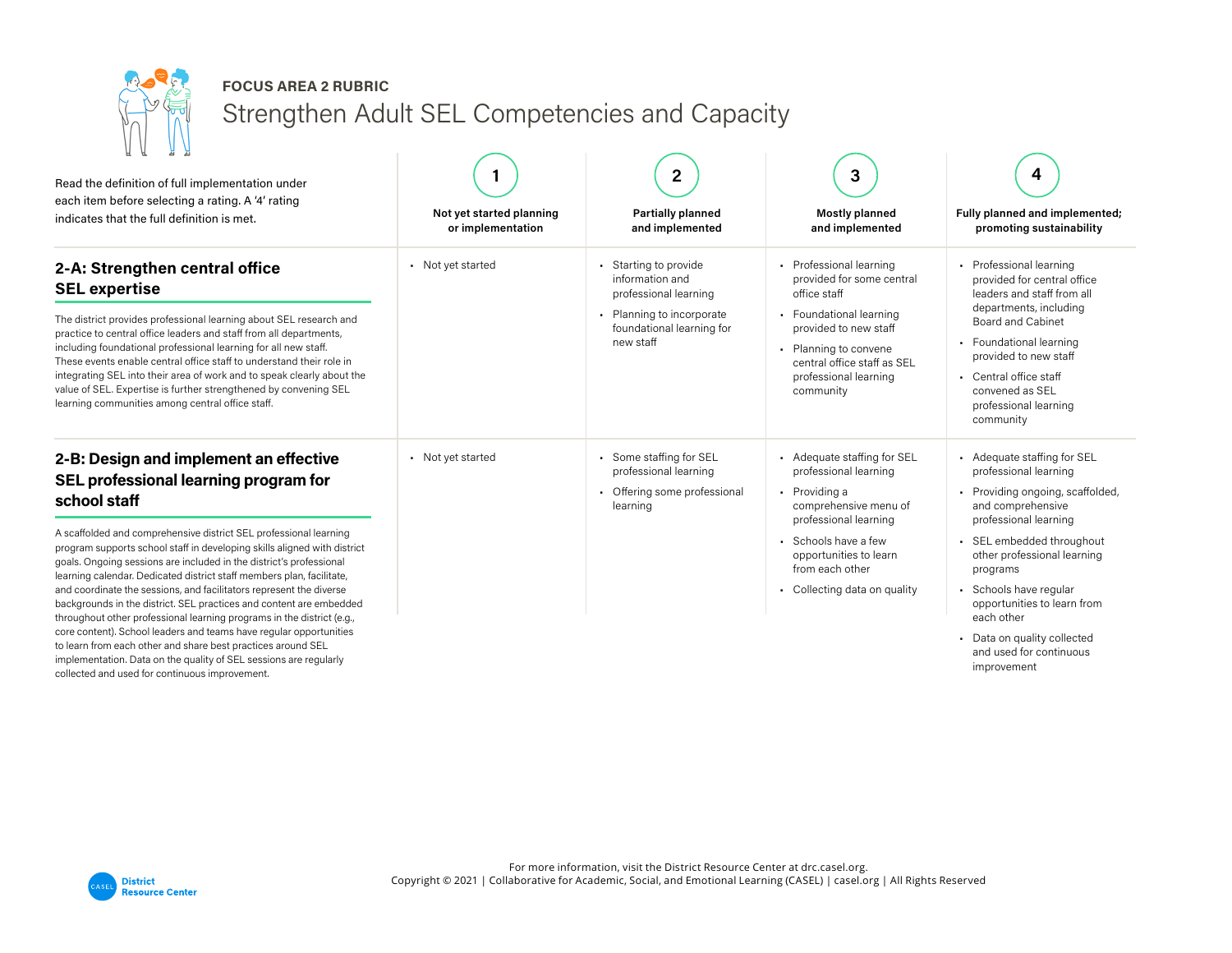**FOCUS AREA 2 RUBRIC**

# Strengthen Adult SEL Competencies and Capacity

| Read the definition of full implementation under each item before selecting a rating. A '4' rating indicates that the full definition is met. | 1<br>**Not yet started planning or implementation** | 2<br>**Partially planned and implemented** | 3<br>**Mostly planned and implemented** | 4<br>**Fully planned and implemented; promoting sustainability** |
|---|---|---|---|---|
| **2-A: Strengthen central office SEL expertise**<br><br>The district provides professional learning about SEL research and practice to central office leaders and staff from all departments, including foundational professional learning for all new staff. These events enable central office staff to understand their role in integrating SEL into their area of work and to speak clearly about the value of SEL. Expertise is further strengthened by convening SEL learning communities among central office staff. | • Not yet started | • Starting to provide information and professional learning<br>• Planning to incorporate foundational learning for new staff | • Professional learning provided for some central office staff<br>• Foundational learning provided to new staff<br>• Planning to convene central office staff as SEL professional learning community | • Professional learning provided for central office leaders and staff from all departments, including Board and Cabinet<br>• Foundational learning provided to new staff<br>• Central office staff convened as SEL professional learning community |
| **2-B: Design and implement an effective SEL professional learning program for school staff**<br><br>A scaffolded and comprehensive district SEL professional learning program supports school staff in developing skills aligned with district goals. Ongoing sessions are included in the district's professional learning calendar. Dedicated district staff members plan, facilitate, and coordinate the sessions, and facilitators represent the diverse backgrounds in the district. SEL practices and content are embedded throughout other professional learning programs in the district (e.g., core content). School leaders and teams have regular opportunities to learn from each other and share best practices around SEL implementation. Data on the quality of SEL sessions are regularly collected and used for continuous improvement. | • Not yet started | • Some staffing for SEL professional learning<br>• Offering some professional learning | • Adequate staffing for SEL professional learning<br>• Providing a comprehensive menu of professional learning<br>• Schools have a few opportunities to learn from each other<br>• Collecting data on quality | • Adequate staffing for SEL professional learning<br>• Providing ongoing, scaffolded, and comprehensive professional learning<br>• SEL embedded throughout other professional learning programs<br>• Schools have regular opportunities to learn from each other<br>• Data on quality collected and used for continuous improvement |

For more information, visit the District Resource Center at drc.casel.org.
Copyright © 2021 | Collaborative for Academic, Social, and Emotional Learning (CASEL) | casel.org | All Rights Reserved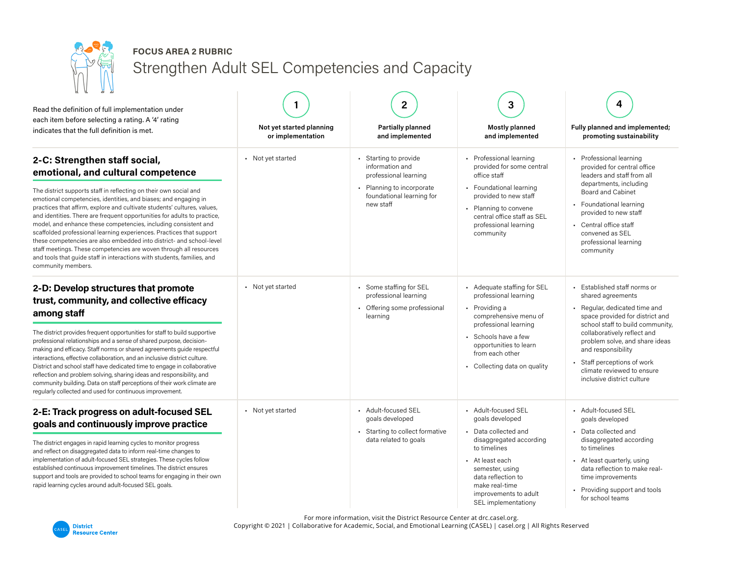## FOCUS AREA 2 RUBRIC

# Strengthen Adult SEL Competencies and Capacity

| Read the definition of full implementation under each item before selecting a rating. A '4' rating indicates that the full definition is met. | 1<br>**Not yet started planning or implementation** | 2<br>**Partially planned and implemented** | 3<br>**Mostly planned and implemented** | 4<br>**Fully planned and implemented; promoting sustainability** |
|---|---|---|---|---|
| **2-C: Strengthen staff social, emotional, and cultural competence**<br><br>The district supports staff in reflecting on their own social and emotional competencies, identities, and biases; and engaging in practices that affirm, explore and cultivate students' cultures, values, and identities. There are frequent opportunities for adults to practice, model, and enhance these competencies, including consistent and scaffolded professional learning experiences. Practices that support these competencies are also embedded into district- and school-level staff meetings. These competencies are woven through all resources and tools that guide staff in interactions with students, families, and community members. | • Not yet started | • Starting to provide information and professional learning<br>• Planning to incorporate foundational learning for new staff | • Professional learning provided for some central office staff<br>• Foundational learning provided to new staff<br>• Planning to convene central office staff as SEL professional learning community | • Professional learning provided for central office leaders and staff from all departments, including Board and Cabinet<br>• Foundational learning provided to new staff<br>• Central office staff convened as SEL professional learning community |
| **2-D: Develop structures that promote trust, community, and collective efficacy among staff**<br><br>The district provides frequent opportunities for staff to build supportive professional relationships and a sense of shared purpose, decision-making and efficacy. Staff norms or shared agreements guide respectful interactions, effective collaboration, and an inclusive district culture. District and school staff have dedicated time to engage in collaborative reflection and problem solving, sharing ideas and responsibility, and community building. Data on staff perceptions of their work climate are regularly collected and used for continuous improvement. | • Not yet started | • Some staffing for SEL professional learning<br>• Offering some professional learning | • Adequate staffing for SEL professional learning<br>• Providing a comprehensive menu of professional learning<br>• Schools have a few opportunities to learn from each other<br>• Collecting data on quality | • Established staff norms or shared agreements<br>• Regular, dedicated time and space provided for district and school staff to build community, collaboratively reflect and problem solve, and share ideas and responsibility<br>• Staff perceptions of work climate reviewed to ensure inclusive district culture |
| **2-E: Track progress on adult-focused SEL goals and continuously improve practice**<br><br>The district engages in rapid learning cycles to monitor progress and reflect on disaggregated data to inform real-time changes to implementation of adult-focused SEL strategies. These cycles follow established continuous improvement timelines. The district ensures support and tools are provided to school teams for engaging in their own rapid learning cycles around adult-focused SEL goals. | • Not yet started | • Adult-focused SEL goals developed<br>• Starting to collect formative data related to goals | • Adult-focused SEL goals developed<br>• Data collected and disaggregated according to timelines<br>• At least each semester, using data reflection to make real-time improvements to adult SEL implementationy | • Adult-focused SEL goals developed<br>• Data collected and disaggregated according to timelines<br>• At least quarterly, using data reflection to make real-time improvements<br>• Providing support and tools for school teams |

For more information, visit the District Resource Center at drc.casel.org.

Copyright © 2021 | Collaborative for Academic, Social, and Emotional Learning (CASEL) | casel.org | All Rights Reserved